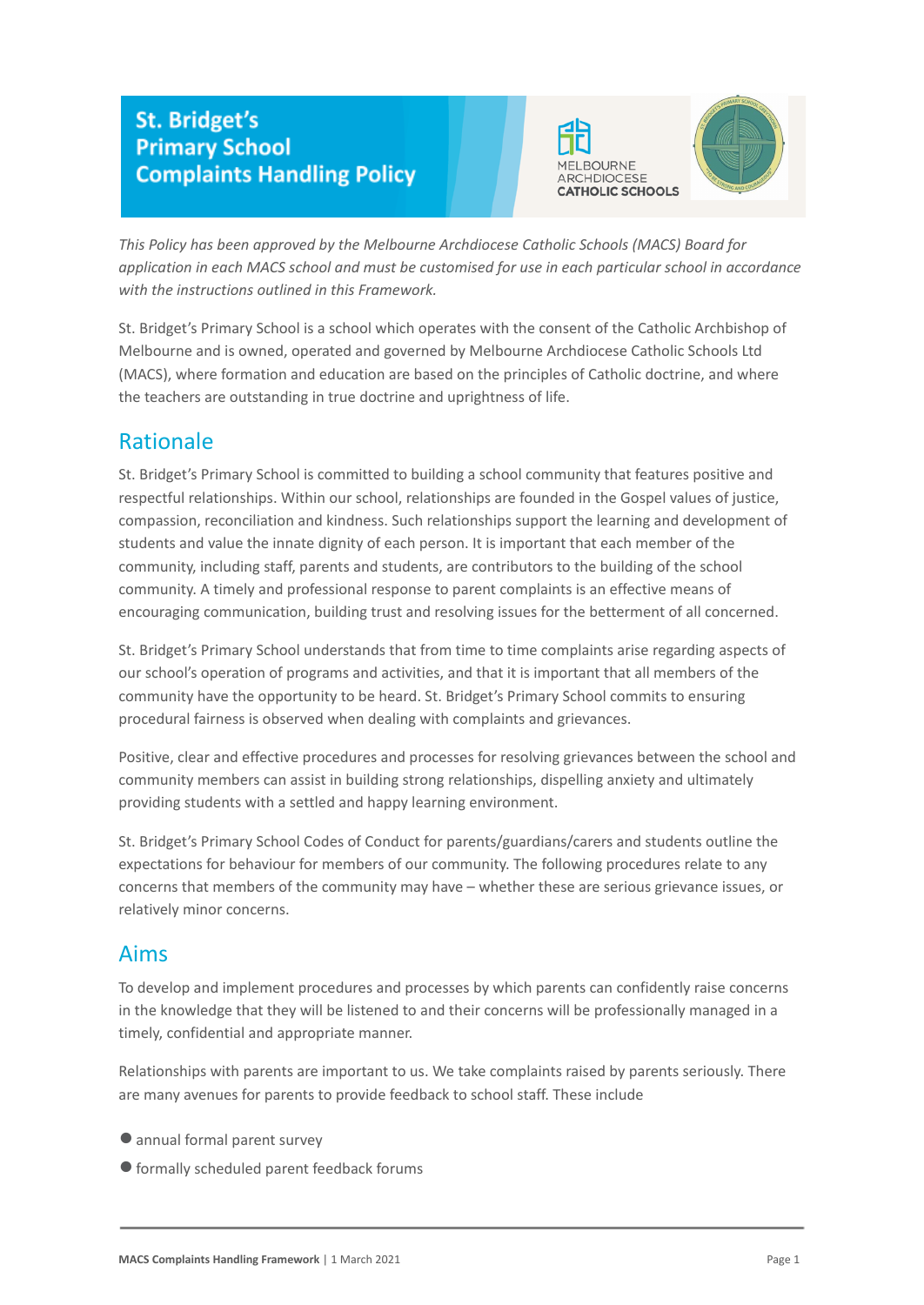# St. Bridget's Primary School Complaints Handling Policy

MELBOURNE ARCHDIOCESE CATHOLIC SCHOOLS

*This Policy has been approved by the Melbourne Archdiocese Catholic Schools (MACS) Board for application in each MACS school and must be customised for use in each particular school in accordance with the instructions outlined in this Framework.*

St. Bridget's Primary School is a school which operates with the consent of the Catholic Archbishop of Melbourne and is owned, operated and governed by Melbourne Archdiocese Catholic Schools Ltd (MACS), where formation and education are based on the principles of Catholic doctrine, and where the teachers are outstanding in true doctrine and uprightness of life.

## Rationale

St. Bridget's Primary School is committed to building a school community that features positive and respectful relationships. Within our school, relationships are founded in the Gospel values of justice, compassion, reconciliation and kindness. Such relationships support the learning and development of students and value the innate dignity of each person. It is important that each member of the community, including staff, parents and students, are contributors to the building of the school community. A timely and professional response to parent complaints is an effective means of encouraging communication, building trust and resolving issues for the betterment of all concerned.

St. Bridget's Primary School understands that from time to time complaints arise regarding aspects of our school's operation of programs and activities, and that it is important that all members of the community have the opportunity to be heard. St. Bridget's Primary School commits to ensuring procedural fairness is observed when dealing with complaints and grievances.

Positive, clear and effective procedures and processes for resolving grievances between the school and community members can assist in building strong relationships, dispelling anxiety and ultimately providing students with a settled and happy learning environment.

St. Bridget's Primary School Codes of Conduct for parents/guardians/carers and students outline the expectations for behaviour for members of our community. The following procedures relate to any concerns that members of the community may have – whether these are serious grievance issues, or relatively minor concerns.

## Aims

To develop and implement procedures and processes by which parents can confidently raise concerns in the knowledge that they will be listened to and their concerns will be professionally managed in a timely, confidential and appropriate manner.

Relationships with parents are important to us. We take complaints raised by parents seriously. There are many avenues for parents to provide feedback to school staff. These include

- annual formal parent survey
- formally scheduled parent feedback forums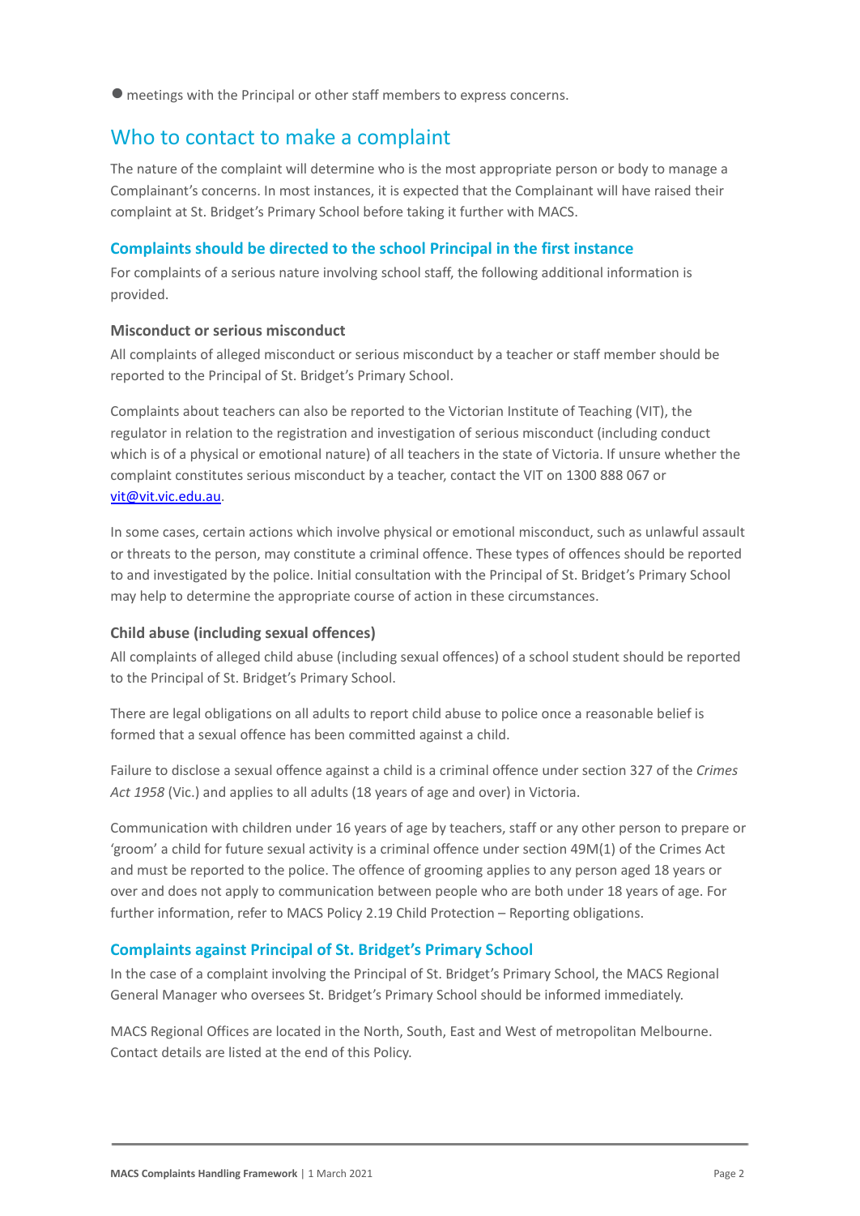- meetings with the Principal or other staff members to express concerns.

## Who to contact to make a complaint

The nature of the complaint will determine who is the most appropriate person or body to manage a Complainant's concerns. In most instances, it is expected that the Complainant will have raised their complaint at St. Bridget's Primary School before taking it further with MACS.

### Complaints should be directed to the school Principal in the first instance

For complaints of a serious nature involving school staff, the following additional information is provided.

#### Misconduct or serious misconduct

All complaints of alleged misconduct or serious misconduct by a teacher or staff member should be reported to the Principal of St. Bridget's Primary School.

Complaints about teachers can also be reported to the Victorian Institute of Teaching (VIT), the regulator in relation to the registration and investigation of serious misconduct (including conduct which is of a physical or emotional nature) of all teachers in the state of Victoria. If unsure whether the complaint constitutes serious misconduct by a teacher, contact the VIT on 1300 888 067 or vit@vit.vic.edu.au.

In some cases, certain actions which involve physical or emotional misconduct, such as unlawful assault or threats to the person, may constitute a criminal offence. These types of offences should be reported to and investigated by the police. Initial consultation with the Principal of St. Bridget's Primary School may help to determine the appropriate course of action in these circumstances.

#### Child abuse (including sexual offences)

All complaints of alleged child abuse (including sexual offences) of a school student should be reported to the Principal of St. Bridget's Primary School.

There are legal obligations on all adults to report child abuse to police once a reasonable belief is formed that a sexual offence has been committed against a child.

Failure to disclose a sexual offence against a child is a criminal offence under section 327 of the *Crimes Act 1958* (Vic.) and applies to all adults (18 years of age and over) in Victoria.

Communication with children under 16 years of age by teachers, staff or any other person to prepare or 'groom' a child for future sexual activity is a criminal offence under section 49M(1) of the Crimes Act and must be reported to the police. The offence of grooming applies to any person aged 18 years or over and does not apply to communication between people who are both under 18 years of age. For further information, refer to MACS Policy 2.19 Child Protection – Reporting obligations.

### Complaints against Principal of St. Bridget's Primary School

In the case of a complaint involving the Principal of St. Bridget's Primary School, the MACS Regional General Manager who oversees St. Bridget's Primary School should be informed immediately.

MACS Regional Offices are located in the North, South, East and West of metropolitan Melbourne. Contact details are listed at the end of this Policy.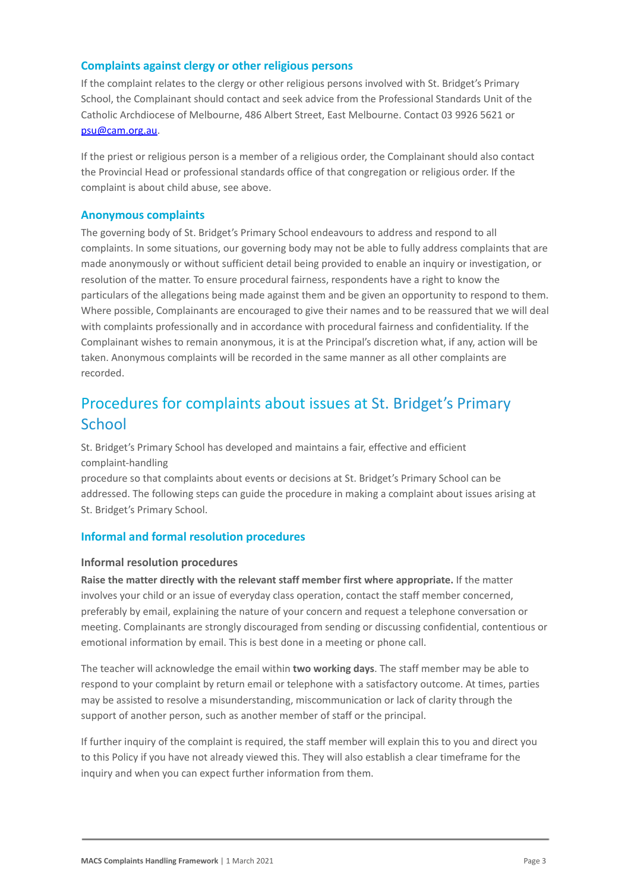### Complaints against clergy or other religious persons

If the complaint relates to the clergy or other religious persons involved with St. Bridget's Primary School, the Complainant should contact and seek advice from the Professional Standards Unit of the Catholic Archdiocese of Melbourne, 486 Albert Street, East Melbourne. Contact 03 9926 5621 or psu@cam.org.au.

If the priest or religious person is a member of a religious order, the Complainant should also contact the Provincial Head or professional standards office of that congregation or religious order. If the complaint is about child abuse, see above.

### Anonymous complaints

The governing body of St. Bridget's Primary School endeavours to address and respond to all complaints. In some situations, our governing body may not be able to fully address complaints that are made anonymously or without sufficient detail being provided to enable an inquiry or investigation, or resolution of the matter. To ensure procedural fairness, respondents have a right to know the particulars of the allegations being made against them and be given an opportunity to respond to them. Where possible, Complainants are encouraged to give their names and to be reassured that we will deal with complaints professionally and in accordance with procedural fairness and confidentiality. If the Complainant wishes to remain anonymous, it is at the Principal's discretion what, if any, action will be taken. Anonymous complaints will be recorded in the same manner as all other complaints are recorded.

## Procedures for complaints about issues at St. Bridget's Primary School

St. Bridget's Primary School has developed and maintains a fair, effective and efficient complaint-handling
procedure so that complaints about events or decisions at St. Bridget's Primary School can be addressed. The following steps can guide the procedure in making a complaint about issues arising at St. Bridget's Primary School.

### Informal and formal resolution procedures

#### Informal resolution procedures

**Raise the matter directly with the relevant staff member first where appropriate.** If the matter involves your child or an issue of everyday class operation, contact the staff member concerned, preferably by email, explaining the nature of your concern and request a telephone conversation or meeting. Complainants are strongly discouraged from sending or discussing confidential, contentious or emotional information by email. This is best done in a meeting or phone call.

The teacher will acknowledge the email within **two working days**. The staff member may be able to respond to your complaint by return email or telephone with a satisfactory outcome. At times, parties may be assisted to resolve a misunderstanding, miscommunication or lack of clarity through the support of another person, such as another member of staff or the principal.

If further inquiry of the complaint is required, the staff member will explain this to you and direct you to this Policy if you have not already viewed this. They will also establish a clear timeframe for the inquiry and when you can expect further information from them.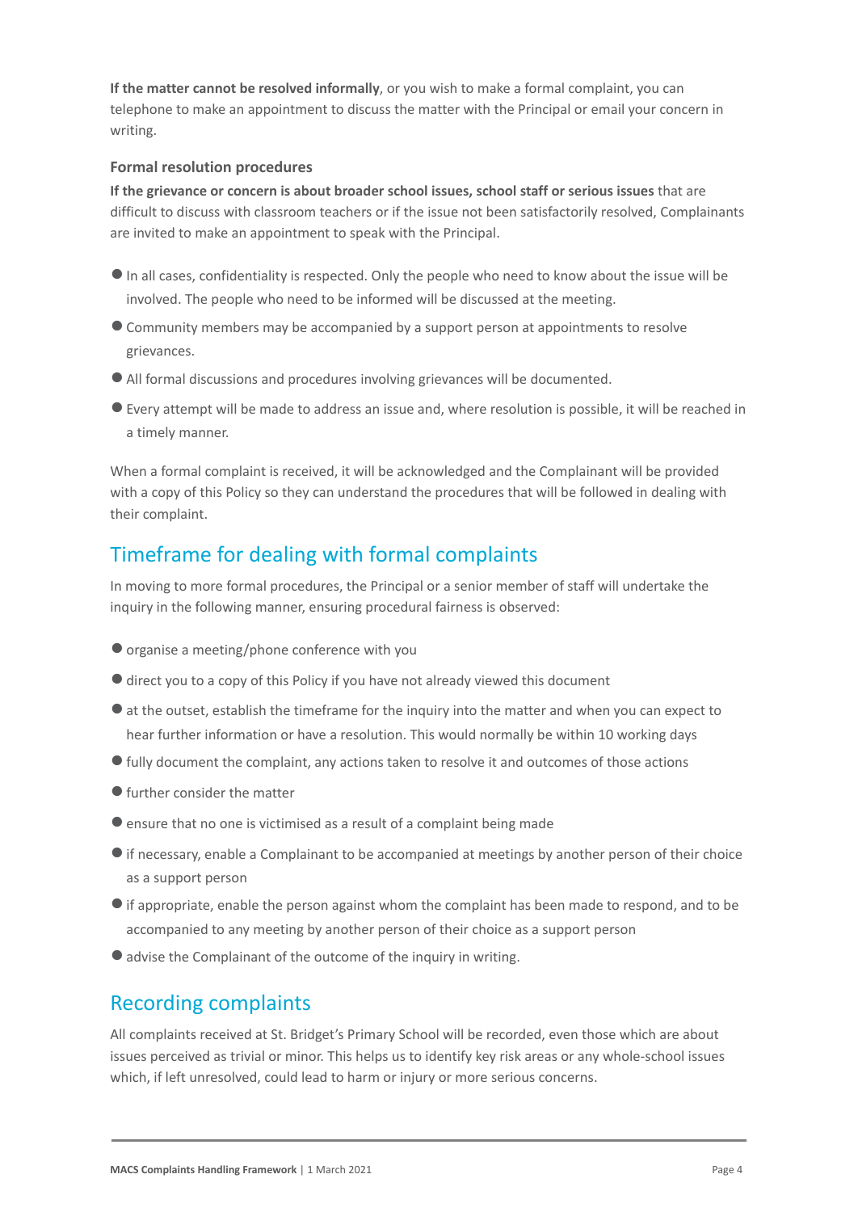**If the matter cannot be resolved informally**, or you wish to make a formal complaint, you can telephone to make an appointment to discuss the matter with the Principal or email your concern in writing.

### Formal resolution procedures

**If the grievance or concern is about broader school issues, school staff or serious issues** that are difficult to discuss with classroom teachers or if the issue not been satisfactorily resolved, Complainants are invited to make an appointment to speak with the Principal.

- In all cases, confidentiality is respected. Only the people who need to know about the issue will be involved. The people who need to be informed will be discussed at the meeting.
- Community members may be accompanied by a support person at appointments to resolve grievances.
- All formal discussions and procedures involving grievances will be documented.
- Every attempt will be made to address an issue and, where resolution is possible, it will be reached in a timely manner.

When a formal complaint is received, it will be acknowledged and the Complainant will be provided with a copy of this Policy so they can understand the procedures that will be followed in dealing with their complaint.

## Timeframe for dealing with formal complaints

In moving to more formal procedures, the Principal or a senior member of staff will undertake the inquiry in the following manner, ensuring procedural fairness is observed:

- organise a meeting/phone conference with you
- direct you to a copy of this Policy if you have not already viewed this document
- at the outset, establish the timeframe for the inquiry into the matter and when you can expect to hear further information or have a resolution. This would normally be within 10 working days
- fully document the complaint, any actions taken to resolve it and outcomes of those actions
- further consider the matter
- ensure that no one is victimised as a result of a complaint being made
- if necessary, enable a Complainant to be accompanied at meetings by another person of their choice as a support person
- if appropriate, enable the person against whom the complaint has been made to respond, and to be accompanied to any meeting by another person of their choice as a support person
- advise the Complainant of the outcome of the inquiry in writing.

## Recording complaints

All complaints received at St. Bridget's Primary School will be recorded, even those which are about issues perceived as trivial or minor. This helps us to identify key risk areas or any whole-school issues which, if left unresolved, could lead to harm or injury or more serious concerns.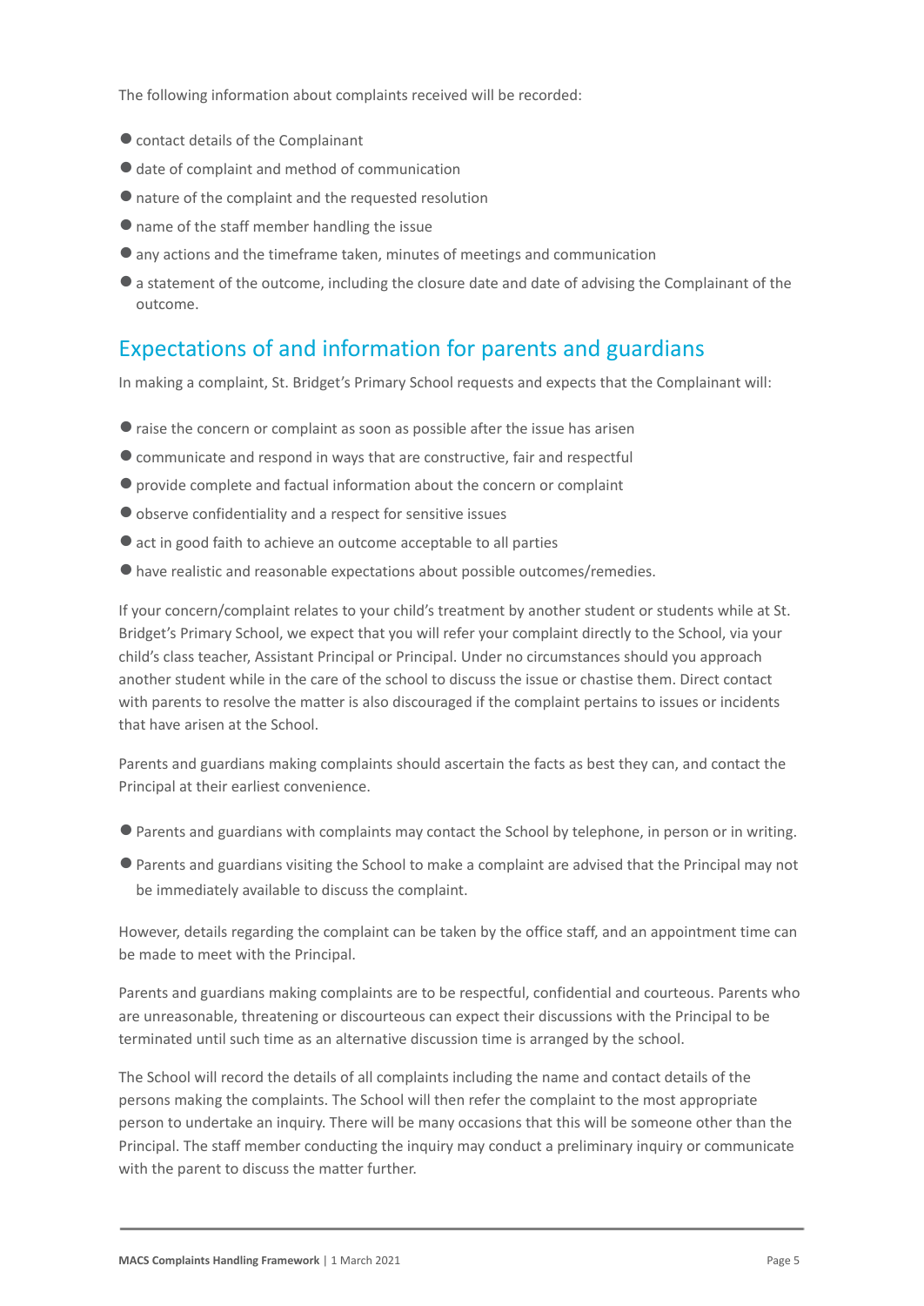The following information about complaints received will be recorded:

- contact details of the Complainant
- date of complaint and method of communication
- nature of the complaint and the requested resolution
- name of the staff member handling the issue
- any actions and the timeframe taken, minutes of meetings and communication
- a statement of the outcome, including the closure date and date of advising the Complainant of the outcome.

## Expectations of and information for parents and guardians

In making a complaint, St. Bridget's Primary School requests and expects that the Complainant will:

- raise the concern or complaint as soon as possible after the issue has arisen
- communicate and respond in ways that are constructive, fair and respectful
- provide complete and factual information about the concern or complaint
- observe confidentiality and a respect for sensitive issues
- act in good faith to achieve an outcome acceptable to all parties
- have realistic and reasonable expectations about possible outcomes/remedies.

If your concern/complaint relates to your child's treatment by another student or students while at St. Bridget's Primary School, we expect that you will refer your complaint directly to the School, via your child's class teacher, Assistant Principal or Principal. Under no circumstances should you approach another student while in the care of the school to discuss the issue or chastise them. Direct contact with parents to resolve the matter is also discouraged if the complaint pertains to issues or incidents that have arisen at the School.

Parents and guardians making complaints should ascertain the facts as best they can, and contact the Principal at their earliest convenience.

- Parents and guardians with complaints may contact the School by telephone, in person or in writing.
- Parents and guardians visiting the School to make a complaint are advised that the Principal may not be immediately available to discuss the complaint.

However, details regarding the complaint can be taken by the office staff, and an appointment time can be made to meet with the Principal.

Parents and guardians making complaints are to be respectful, confidential and courteous. Parents who are unreasonable, threatening or discourteous can expect their discussions with the Principal to be terminated until such time as an alternative discussion time is arranged by the school.

The School will record the details of all complaints including the name and contact details of the persons making the complaints. The School will then refer the complaint to the most appropriate person to undertake an inquiry. There will be many occasions that this will be someone other than the Principal. The staff member conducting the inquiry may conduct a preliminary inquiry or communicate with the parent to discuss the matter further.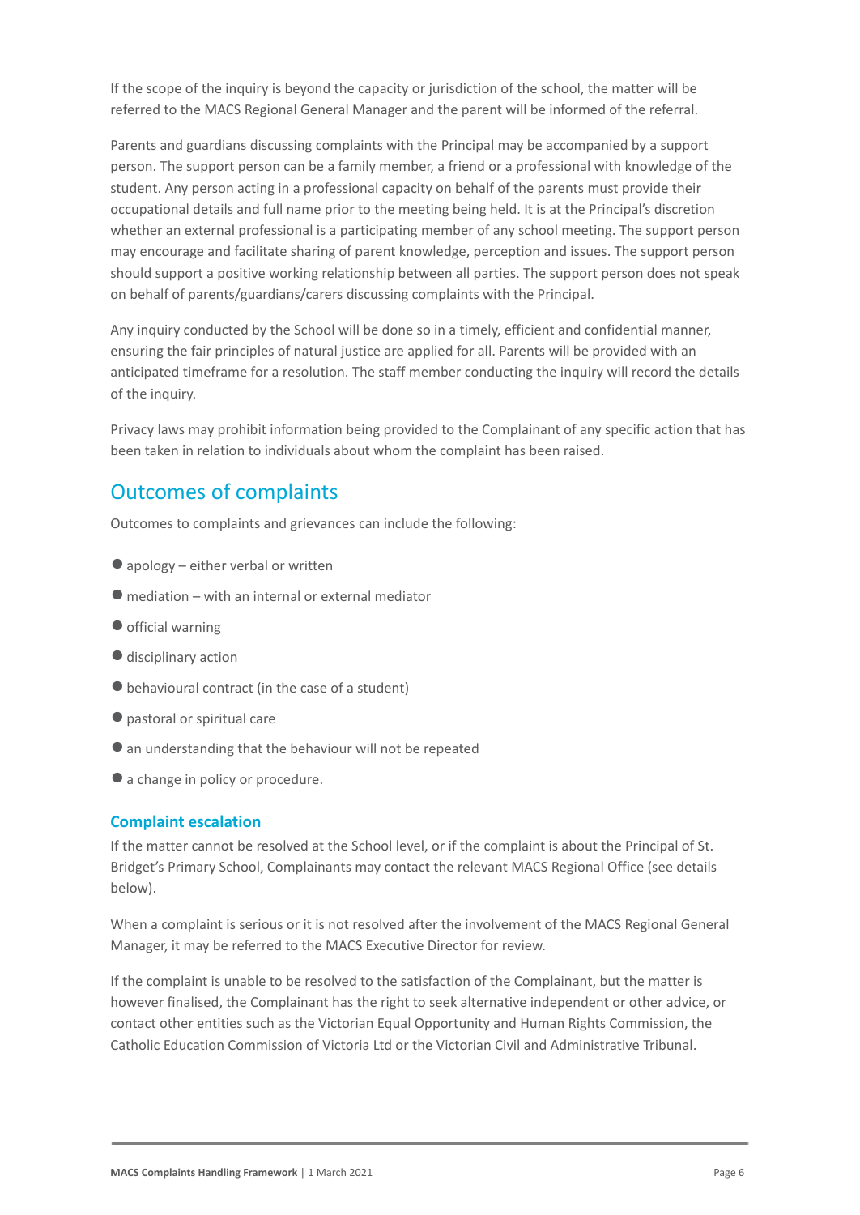If the scope of the inquiry is beyond the capacity or jurisdiction of the school, the matter will be referred to the MACS Regional General Manager and the parent will be informed of the referral.

Parents and guardians discussing complaints with the Principal may be accompanied by a support person. The support person can be a family member, a friend or a professional with knowledge of the student. Any person acting in a professional capacity on behalf of the parents must provide their occupational details and full name prior to the meeting being held. It is at the Principal's discretion whether an external professional is a participating member of any school meeting. The support person may encourage and facilitate sharing of parent knowledge, perception and issues. The support person should support a positive working relationship between all parties. The support person does not speak on behalf of parents/guardians/carers discussing complaints with the Principal.

Any inquiry conducted by the School will be done so in a timely, efficient and confidential manner, ensuring the fair principles of natural justice are applied for all. Parents will be provided with an anticipated timeframe for a resolution. The staff member conducting the inquiry will record the details of the inquiry.

Privacy laws may prohibit information being provided to the Complainant of any specific action that has been taken in relation to individuals about whom the complaint has been raised.

## Outcomes of complaints

Outcomes to complaints and grievances can include the following:

- apology – either verbal or written
- mediation – with an internal or external mediator
- official warning
- disciplinary action
- behavioural contract (in the case of a student)
- pastoral or spiritual care
- an understanding that the behaviour will not be repeated
- a change in policy or procedure.

### Complaint escalation

If the matter cannot be resolved at the School level, or if the complaint is about the Principal of St. Bridget's Primary School, Complainants may contact the relevant MACS Regional Office (see details below).

When a complaint is serious or it is not resolved after the involvement of the MACS Regional General Manager, it may be referred to the MACS Executive Director for review.

If the complaint is unable to be resolved to the satisfaction of the Complainant, but the matter is however finalised, the Complainant has the right to seek alternative independent or other advice, or contact other entities such as the Victorian Equal Opportunity and Human Rights Commission, the Catholic Education Commission of Victoria Ltd or the Victorian Civil and Administrative Tribunal.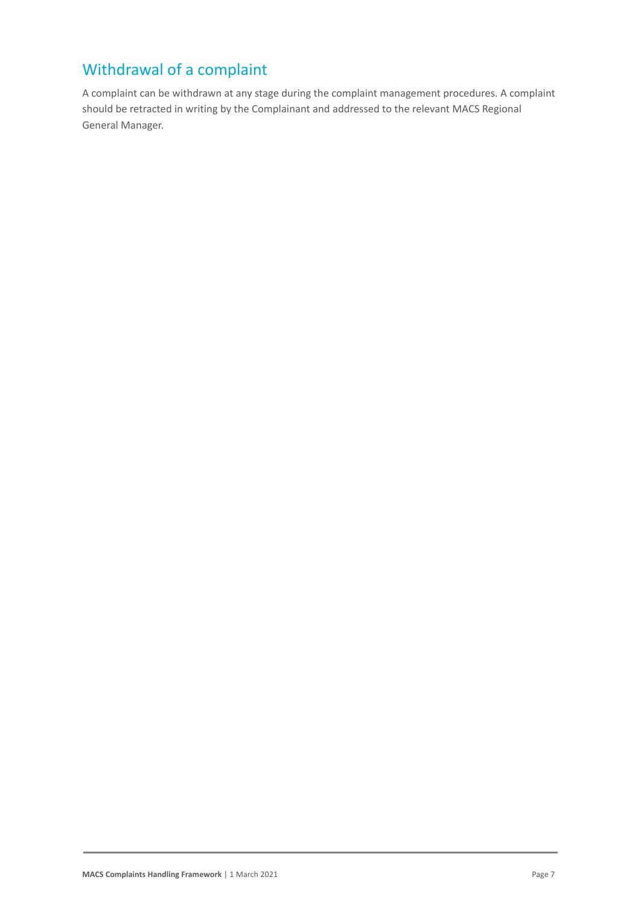## Withdrawal of a complaint

A complaint can be withdrawn at any stage during the complaint management procedures. A complaint should be retracted in writing by the Complainant and addressed to the relevant MACS Regional General Manager.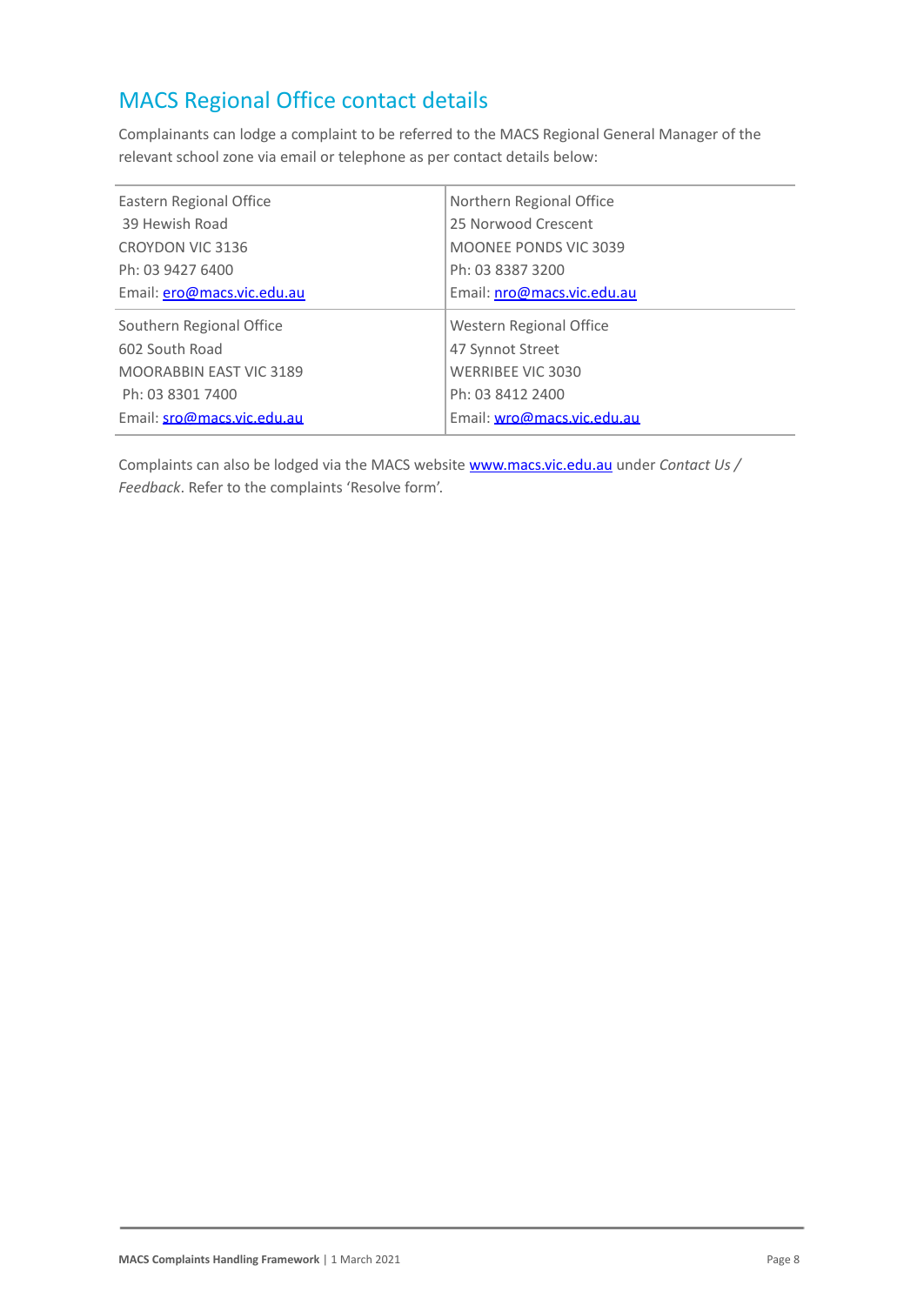## MACS Regional Office contact details

Complainants can lodge a complaint to be referred to the MACS Regional General Manager of the relevant school zone via email or telephone as per contact details below:

| | |
|---|---|
| Eastern Regional Office<br>39 Hewish Road<br>CROYDON VIC 3136<br>Ph: 03 9427 6400<br>Email: ero@macs.vic.edu.au | Northern Regional Office<br>25 Norwood Crescent<br>MOONEE PONDS VIC 3039<br>Ph: 03 8387 3200<br>Email: nro@macs.vic.edu.au |
| Southern Regional Office<br>602 South Road<br>MOORABBIN EAST VIC 3189<br>Ph: 03 8301 7400<br>Email: sro@macs.vic.edu.au | Western Regional Office<br>47 Synnot Street<br>WERRIBEE VIC 3030<br>Ph: 03 8412 2400<br>Email: wro@macs.vic.edu.au |

Complaints can also be lodged via the MACS website www.macs.vic.edu.au under *Contact Us / Feedback*. Refer to the complaints 'Resolve form'.